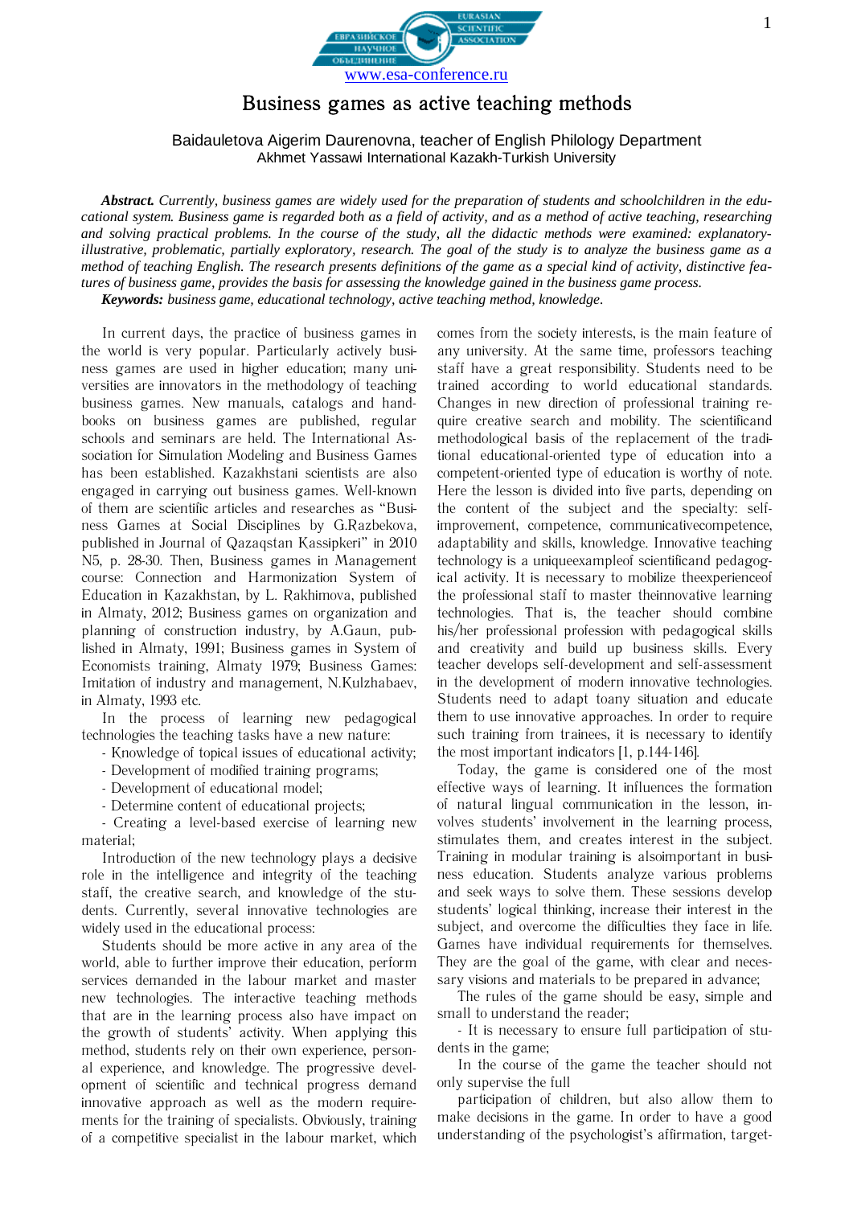www.esa-conference.ru

# Business games as active teaching methods

Baidauletova Aigerim Daurenovna, teacher of English Philology Department
Akhmet Yassawi International Kazakh-Turkish University

***Abstract.*** *Currently, business games are widely used for the preparation of students and schoolchildren in the educational system. Business game is regarded both as a field of activity, and as a method of active teaching, researching and solving practical problems. In the course of the study, all the didactic methods were examined: explanatory-illustrative, problematic, partially exploratory, research. The goal of the study is to analyze the business game as a method of teaching English. The research presents definitions of the game as a special kind of activity, distinctive features of business game, provides the basis for assessing the knowledge gained in the business game process.*

***Keywords:*** *business game, educational technology, active teaching method, knowledge.*

In current days, the practice of business games in the world is very popular. Particularly actively business games are used in higher education; many universities are innovators in the methodology of teaching business games. New manuals, catalogs and handbooks on business games are published, regular schools and seminars are held. The International Association for Simulation Modeling and Business Games has been established. Kazakhstani scientists are also engaged in carrying out business games. Well-known of them are scientific articles and researches as "Business Games at Social Disciplines by G.Razbekova, published in Journal of Qazaqstan Kassipkeri" in 2010 N5, p. 28-30. Then, Business games in Management course: Connection and Harmonization System of Education in Kazakhstan, by L. Rakhimova, published in Almaty, 2012; Business games on organization and planning of construction industry, by A.Gaun, published in Almaty, 1991; Business games in System of Economists training, Almaty 1979; Business Games: Imitation of industry and management, N.Kulzhabaev, in Almaty, 1993 etc.

In the process of learning new pedagogical technologies the teaching tasks have a new nature:

- Knowledge of topical issues of educational activity;
- Development of modified training programs;
- Development of educational model;
- Determine content of educational projects;
- Creating a level-based exercise of learning new material;

Introduction of the new technology plays a decisive role in the intelligence and integrity of the teaching staff, the creative search, and knowledge of the students. Currently, several innovative technologies are widely used in the educational process:

Students should be more active in any area of the world, able to further improve their education, perform services demanded in the labour market and master new technologies. The interactive teaching methods that are in the learning process also have impact on the growth of students' activity. When applying this method, students rely on their own experience, personal experience, and knowledge. The progressive development of scientific and technical progress demand innovative approach as well as the modern requirements for the training of specialists. Obviously, training of a competitive specialist in the labour market, which comes from the society interests, is the main feature of any university. At the same time, professors teaching staff have a great responsibility. Students need to be trained according to world educational standards. Changes in new direction of professional training require creative search and mobility. The scientificand methodological basis of the replacement of the traditional educational-oriented type of education into a competent-oriented type of education is worthy of note. Here the lesson is divided into five parts, depending on the content of the subject and the specialty: self-improvement, competence, communicativecompetence, adaptability and skills, knowledge. Innovative teaching technology is a uniqueexampleof scientificand pedagogical activity. It is necessary to mobilize theexperienceof the professional staff to master theinnovative learning technologies. That is, the teacher should combine his/her professional profession with pedagogical skills and creativity and build up business skills. Every teacher develops self-development and self-assessment in the development of modern innovative technologies. Students need to adapt toany situation and educate them to use innovative approaches. In order to require such training from trainees, it is necessary to identify the most important indicators [1, p.144-146].

Today, the game is considered one of the most effective ways of learning. It influences the formation of natural lingual communication in the lesson, involves students' involvement in the learning process, stimulates them, and creates interest in the subject. Training in modular training is alsoimportant in business education. Students analyze various problems and seek ways to solve them. These sessions develop students' logical thinking, increase their interest in the subject, and overcome the difficulties they face in life. Games have individual requirements for themselves. They are the goal of the game, with clear and necessary visions and materials to be prepared in advance;

The rules of the game should be easy, simple and small to understand the reader;

- It is necessary to ensure full participation of students in the game;

In the course of the game the teacher should not only supervise the full

participation of children, but also allow them to make decisions in the game. In order to have a good understanding of the psychologist's affirmation, target-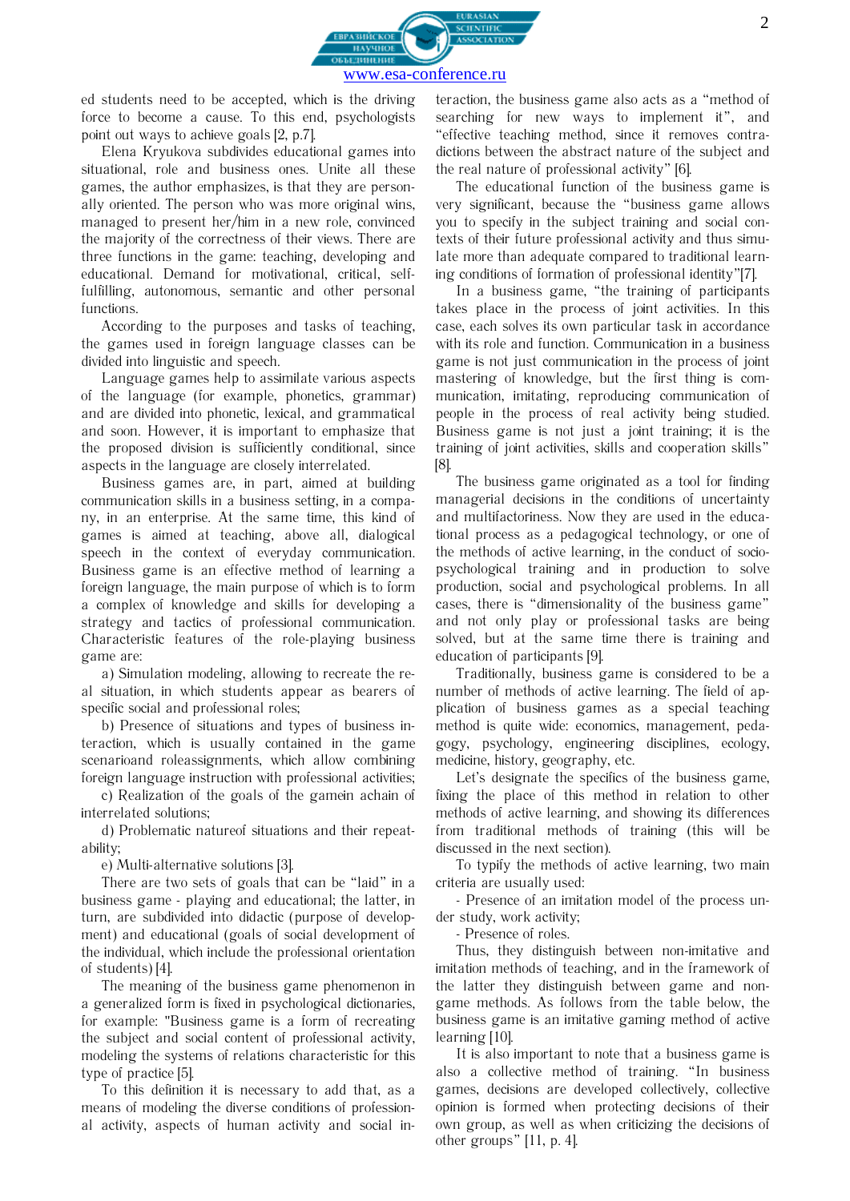ed students need to be accepted, which is the driving force to become a cause. To this end, psychologists point out ways to achieve goals [2, p.7].

Elena Kryukova subdivides educational games into situational, role and business ones. Unite all these games, the author emphasizes, is that they are personally oriented. The person who was more original wins, managed to present her/him in a new role, convinced the majority of the correctness of their views. There are three functions in the game: teaching, developing and educational. Demand for motivational, critical, self-fulfilling, autonomous, semantic and other personal functions.

According to the purposes and tasks of teaching, the games used in foreign language classes can be divided into linguistic and speech.

Language games help to assimilate various aspects of the language (for example, phonetics, grammar) and are divided into phonetic, lexical, and grammatical and soon. However, it is important to emphasize that the proposed division is sufficiently conditional, since aspects in the language are closely interrelated.

Business games are, in part, aimed at building communication skills in a business setting, in a company, in an enterprise. At the same time, this kind of games is aimed at teaching, above all, dialogical speech in the context of everyday communication. Business game is an effective method of learning a foreign language, the main purpose of which is to form a complex of knowledge and skills for developing a strategy and tactics of professional communication. Characteristic features of the role-playing business game are:

a) Simulation modeling, allowing to recreate the real situation, in which students appear as bearers of specific social and professional roles;

b) Presence of situations and types of business interaction, which is usually contained in the game scenarioand roleassignments, which allow combining foreign language instruction with professional activities;

c) Realization of the goals of the gamein achain of interrelated solutions;

d) Problematic natureof situations and their repeatability;

e) Multi-alternative solutions [3].

There are two sets of goals that can be “laid” in a business game - playing and educational; the latter, in turn, are subdivided into didactic (purpose of development) and educational (goals of social development of the individual, which include the professional orientation of students) [4].

The meaning of the business game phenomenon in a generalized form is fixed in psychological dictionaries, for example: "Business game is a form of recreating the subject and social content of professional activity, modeling the systems of relations characteristic for this type of practice [5].

To this definition it is necessary to add that, as a means of modeling the diverse conditions of professional activity, aspects of human activity and social interaction, the business game also acts as a “method of searching for new ways to implement it”, and “effective teaching method, since it removes contradictions between the abstract nature of the subject and the real nature of professional activity” [6].

The educational function of the business game is very significant, because the “business game allows you to specify in the subject training and social contexts of their future professional activity and thus simulate more than adequate compared to traditional learning conditions of formation of professional identity”[7].

In a business game, “the training of participants takes place in the process of joint activities. In this case, each solves its own particular task in accordance with its role and function. Communication in a business game is not just communication in the process of joint mastering of knowledge, but the first thing is communication, imitating, reproducing communication of people in the process of real activity being studied. Business game is not just a joint training; it is the training of joint activities, skills and cooperation skills” [8].

The business game originated as a tool for finding managerial decisions in the conditions of uncertainty and multifactoriness. Now they are used in the educational process as a pedagogical technology, or one of the methods of active learning, in the conduct of socio-psychological training and in production to solve production, social and psychological problems. In all cases, there is “dimensionality of the business game” and not only play or professional tasks are being solved, but at the same time there is training and education of participants [9].

Traditionally, business game is considered to be a number of methods of active learning. The field of application of business games as a special teaching method is quite wide: economics, management, pedagogy, psychology, engineering disciplines, ecology, medicine, history, geography, etc.

Let’s designate the specifics of the business game, fixing the place of this method in relation to other methods of active learning, and showing its differences from traditional methods of training (this will be discussed in the next section).

To typify the methods of active learning, two main criteria are usually used:

- Presence of an imitation model of the process under study, work activity;
- Presence of roles.

Thus, they distinguish between non-imitative and imitation methods of teaching, and in the framework of the latter they distinguish between game and non-game methods. As follows from the table below, the business game is an imitative gaming method of active learning [10].

It is also important to note that a business game is also a collective method of training. “In business games, decisions are developed collectively, collective opinion is formed when protecting decisions of their own group, as well as when criticizing the decisions of other groups” [11, p. 4].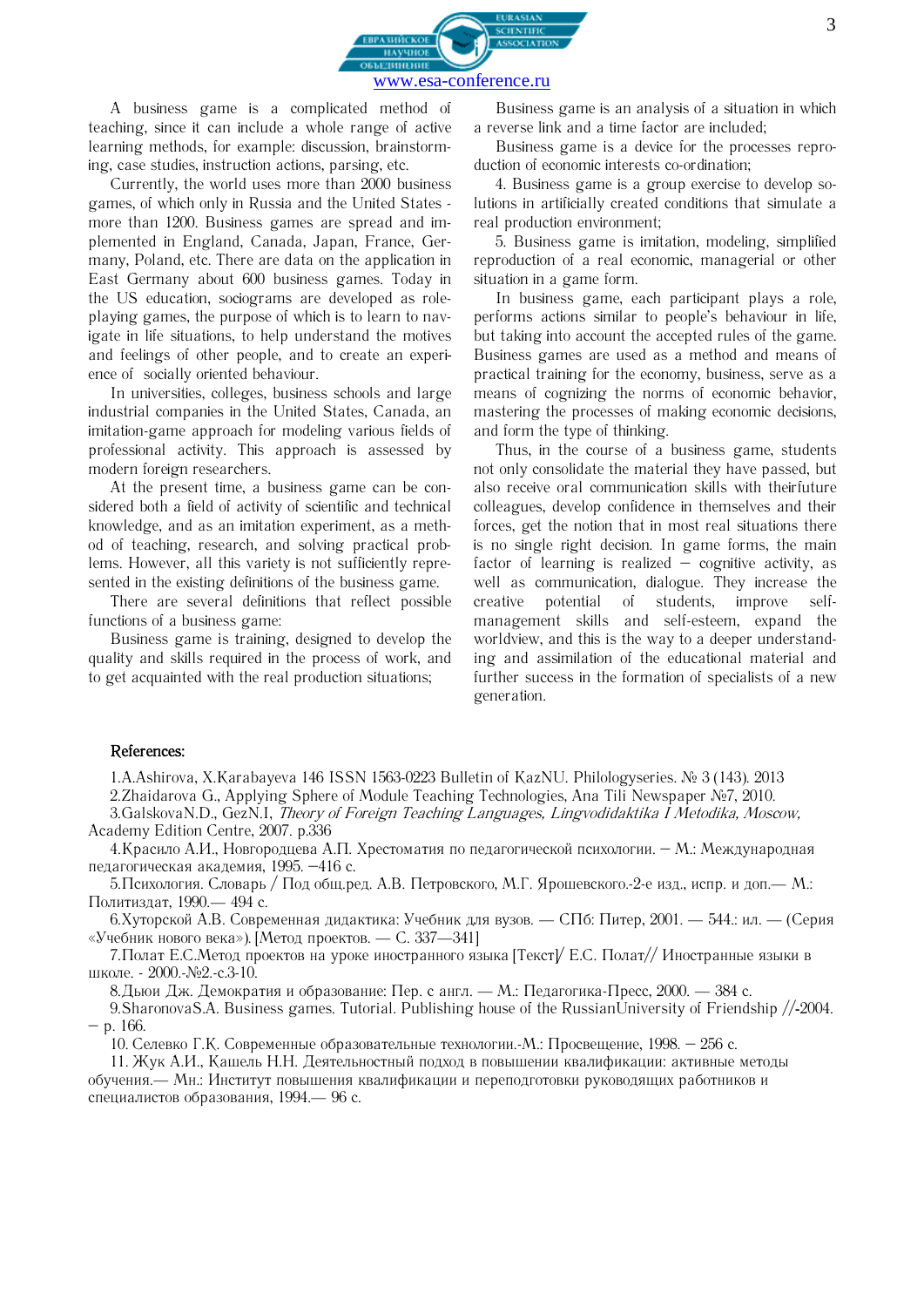A business game is a complicated method of teaching, since it can include a whole range of active learning methods, for example: discussion, brainstorming, case studies, instruction actions, parsing, etc.

Currently, the world uses more than 2000 business games, of which only in Russia and the United States - more than 1200. Business games are spread and implemented in England, Canada, Japan, France, Germany, Poland, etc. There are data on the application in East Germany about 600 business games. Today in the US education, sociograms are developed as role-playing games, the purpose of which is to learn to navigate in life situations, to help understand the motives and feelings of other people, and to create an experience of socially oriented behaviour.

In universities, colleges, business schools and large industrial companies in the United States, Canada, an imitation-game approach for modeling various fields of professional activity. This approach is assessed by modern foreign researchers.

At the present time, a business game can be considered both a field of activity of scientific and technical knowledge, and as an imitation experiment, as a method of teaching, research, and solving practical problems. However, all this variety is not sufficiently represented in the existing definitions of the business game.

There are several definitions that reflect possible functions of a business game:

Business game is training, designed to develop the quality and skills required in the process of work, and to get acquainted with the real production situations;

Business game is an analysis of a situation in which a reverse link and a time factor are included;

Business game is a device for the processes reproduction of economic interests co-ordination;

4. Business game is a group exercise to develop solutions in artificially created conditions that simulate a real production environment;

5. Business game is imitation, modeling, simplified reproduction of a real economic, managerial or other situation in a game form.

In business game, each participant plays a role, performs actions similar to people's behaviour in life, but taking into account the accepted rules of the game. Business games are used as a method and means of practical training for the economy, business, serve as a means of cognizing the norms of economic behavior, mastering the processes of making economic decisions, and form the type of thinking.

Thus, in the course of a business game, students not only consolidate the material they have passed, but also receive oral communication skills with theirfuture colleagues, develop confidence in themselves and their forces, get the notion that in most real situations there is no single right decision. In game forms, the main factor of learning is realized – cognitive activity, as well as communication, dialogue. They increase the creative potential of students, improve self-management skills and self-esteem, expand the worldview, and this is the way to a deeper understanding and assimilation of the educational material and further success in the formation of specialists of a new generation.

**References:**

1.A.Ashirova, X.Karabayeva 146 ISSN 1563-0223 Bulletin of KazNU. Philologyseries. № 3 (143). 2013

2.Zhaidarova G., Applying Sphere of Module Teaching Technologies, Ana Tili Newspaper №7, 2010.

3.GalskovaN.D., GezN.I, *Theory of Foreign Teaching Languages, Lingvodidaktika I Metodika, Moscow,* Academy Edition Centre, 2007. p.336

4.Красило А.И., Новгородцева А.П. Хрестоматия по педагогической психологии. – М.: Международная педагогическая академия, 1995. –416 с.

5.Психология. Словарь / Под общ.ред. А.В. Петровского, М.Г. Ярошевского.-2-е изд., испр. и доп.— М.: Политиздат, 1990.— 494 с.

6.Хуторской А.В. Современная дидактика: Учебник для вузов. — СПб: Питер, 2001. — 544.: ил. — (Серия «Учебник нового века»). [Метод проектов. — С. 337—341]

7.Полат Е.С.Метод проектов на уроке иностранного языка [Текст]/ Е.С. Полат// Иностранные языки в школе. - 2000.-№2.-с.3-10.

8.Дьюи Дж. Демократия и образование: Пер. с англ. — М.: Педагогика-Пресс, 2000. — 384 с.

9.SharonovaS.A. Business games. Tutorial. Publishing house of the RussianUniversity of Friendship //-2004. – p. 166.

10. Селевко Г.К. Современные образовательные технологии.-М.: Просвещение, 1998. – 256 с.

11. Жук А.И., Кашель Н.Н. Деятельностный подход в повышении квалификации: активные методы обучения.— Мн.: Институт повышения квалификации и переподготовки руководящих работников и специалистов образования, 1994.— 96 с.